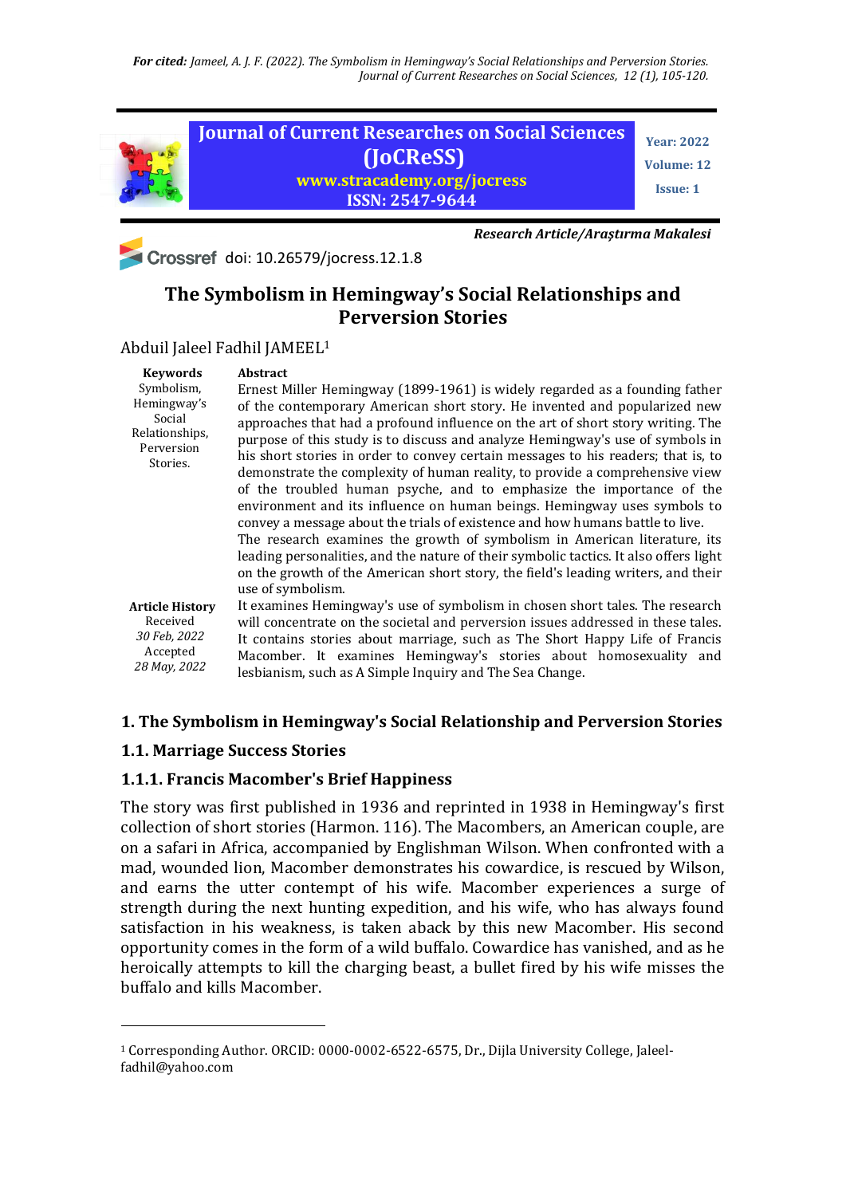*For cited: Jameel, A. J. F. (2022). The Symbolism in Hemingway's Social Relationships and Perversion Stories. Journal of Current Researches on Social Sciences, 12 (1), 105-120.*

**Journal of Current Researches on Social Sciences (JoCReSS)**
**www.stracademy.org/jocress**
**ISSN: 2547-9644**

**Year: 2022**
**Volume: 12**
**Issue: 1**

***Research Article/Araştırma Makalesi***

doi: 10.26579/jocress.12.1.8

# The Symbolism in Hemingway's Social Relationships and Perversion Stories

Abduil Jaleel Fadhil JAMEEL[1]

**Keywords**
Symbolism, Hemingway's Social Relationships, Perversion Stories.

**Article History**
Received
*30 Feb, 2022*
Accepted
*28 May, 2022*

**Abstract**

Ernest Miller Hemingway (1899-1961) is widely regarded as a founding father of the contemporary American short story. He invented and popularized new approaches that had a profound influence on the art of short story writing. The purpose of this study is to discuss and analyze Hemingway's use of symbols in his short stories in order to convey certain messages to his readers; that is, to demonstrate the complexity of human reality, to provide a comprehensive view of the troubled human psyche, and to emphasize the importance of the environment and its influence on human beings. Hemingway uses symbols to convey a message about the trials of existence and how humans battle to live.

The research examines the growth of symbolism in American literature, its leading personalities, and the nature of their symbolic tactics. It also offers light on the growth of the American short story, the field's leading writers, and their use of symbolism.

It examines Hemingway's use of symbolism in chosen short tales. The research will concentrate on the societal and perversion issues addressed in these tales. It contains stories about marriage, such as The Short Happy Life of Francis Macomber. It examines Hemingway's stories about homosexuality and lesbianism, such as A Simple Inquiry and The Sea Change.

## 1. The Symbolism in Hemingway's Social Relationship and Perversion Stories

### 1.1. Marriage Success Stories

#### 1.1.1. Francis Macomber's Brief Happiness

The story was first published in 1936 and reprinted in 1938 in Hemingway's first collection of short stories (Harmon. 116). The Macombers, an American couple, are on a safari in Africa, accompanied by Englishman Wilson. When confronted with a mad, wounded lion, Macomber demonstrates his cowardice, is rescued by Wilson, and earns the utter contempt of his wife. Macomber experiences a surge of strength during the next hunting expedition, and his wife, who has always found satisfaction in his weakness, is taken aback by this new Macomber. His second opportunity comes in the form of a wild buffalo. Cowardice has vanished, and as he heroically attempts to kill the charging beast, a bullet fired by his wife misses the buffalo and kills Macomber.

---

[1] Corresponding Author. ORCID: 0000-0002-6522-6575, Dr., Dijla University College, Jaleel-fadhil@yahoo.com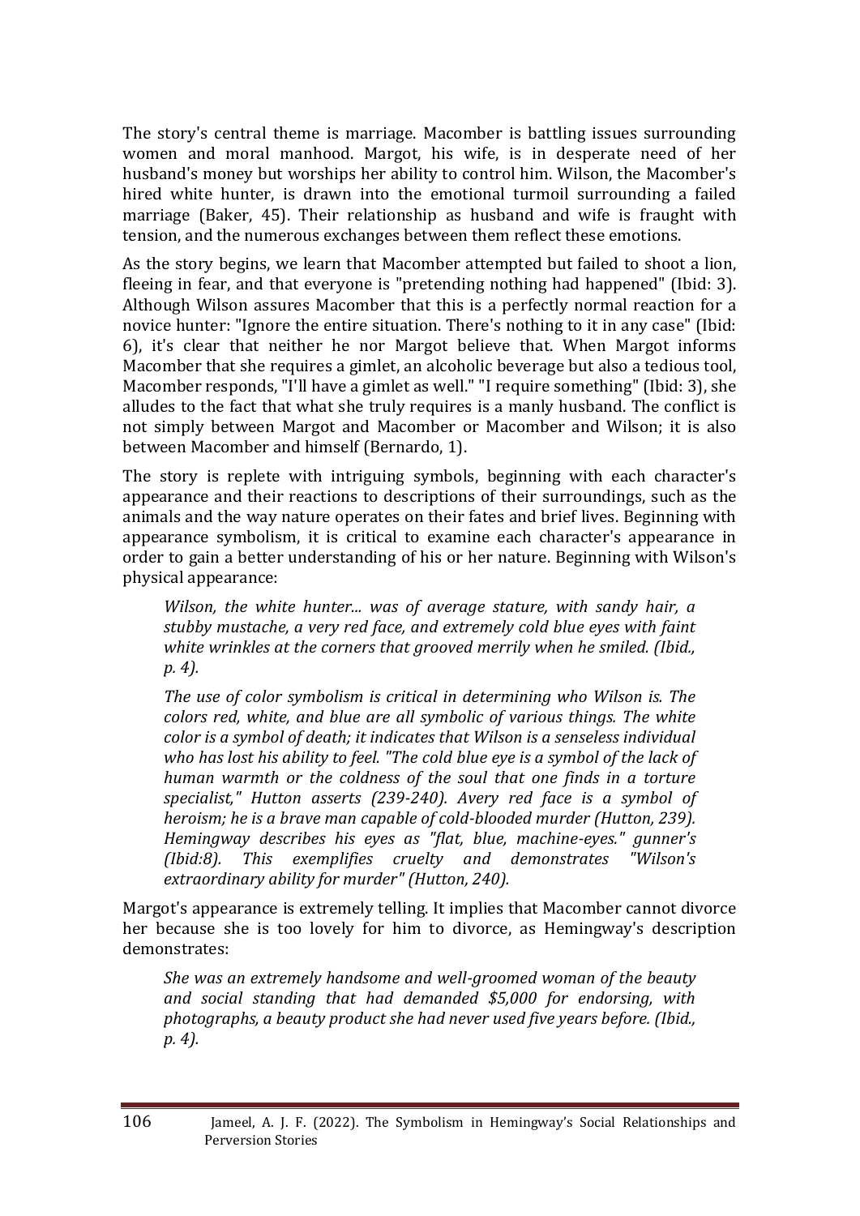The story's central theme is marriage. Macomber is battling issues surrounding women and moral manhood. Margot, his wife, is in desperate need of her husband's money but worships her ability to control him. Wilson, the Macomber's hired white hunter, is drawn into the emotional turmoil surrounding a failed marriage (Baker, 45). Their relationship as husband and wife is fraught with tension, and the numerous exchanges between them reflect these emotions.

As the story begins, we learn that Macomber attempted but failed to shoot a lion, fleeing in fear, and that everyone is "pretending nothing had happened" (Ibid: 3). Although Wilson assures Macomber that this is a perfectly normal reaction for a novice hunter: "Ignore the entire situation. There's nothing to it in any case" (Ibid: 6), it's clear that neither he nor Margot believe that. When Margot informs Macomber that she requires a gimlet, an alcoholic beverage but also a tedious tool, Macomber responds, "I'll have a gimlet as well." "I require something" (Ibid: 3), she alludes to the fact that what she truly requires is a manly husband. The conflict is not simply between Margot and Macomber or Macomber and Wilson; it is also between Macomber and himself (Bernardo, 1).

The story is replete with intriguing symbols, beginning with each character's appearance and their reactions to descriptions of their surroundings, such as the animals and the way nature operates on their fates and brief lives. Beginning with appearance symbolism, it is critical to examine each character's appearance in order to gain a better understanding of his or her nature. Beginning with Wilson's physical appearance:

> *Wilson, the white hunter... was of average stature, with sandy hair, a stubby mustache, a very red face, and extremely cold blue eyes with faint white wrinkles at the corners that grooved merrily when he smiled. (Ibid., p. 4).*
>
> *The use of color symbolism is critical in determining who Wilson is. The colors red, white, and blue are all symbolic of various things. The white color is a symbol of death; it indicates that Wilson is a senseless individual who has lost his ability to feel. "The cold blue eye is a symbol of the lack of human warmth or the coldness of the soul that one finds in a torture specialist," Hutton asserts (239-240). Avery red face is a symbol of heroism; he is a brave man capable of cold-blooded murder (Hutton, 239). Hemingway describes his eyes as "flat, blue, machine-eyes." gunner's (Ibid:8). This exemplifies cruelty and demonstrates "Wilson's extraordinary ability for murder" (Hutton, 240).*

Margot's appearance is extremely telling. It implies that Macomber cannot divorce her because she is too lovely for him to divorce, as Hemingway's description demonstrates:

> *She was an extremely handsome and well-groomed woman of the beauty and social standing that had demanded $5,000 for endorsing, with photographs, a beauty product she had never used five years before. (Ibid., p. 4).*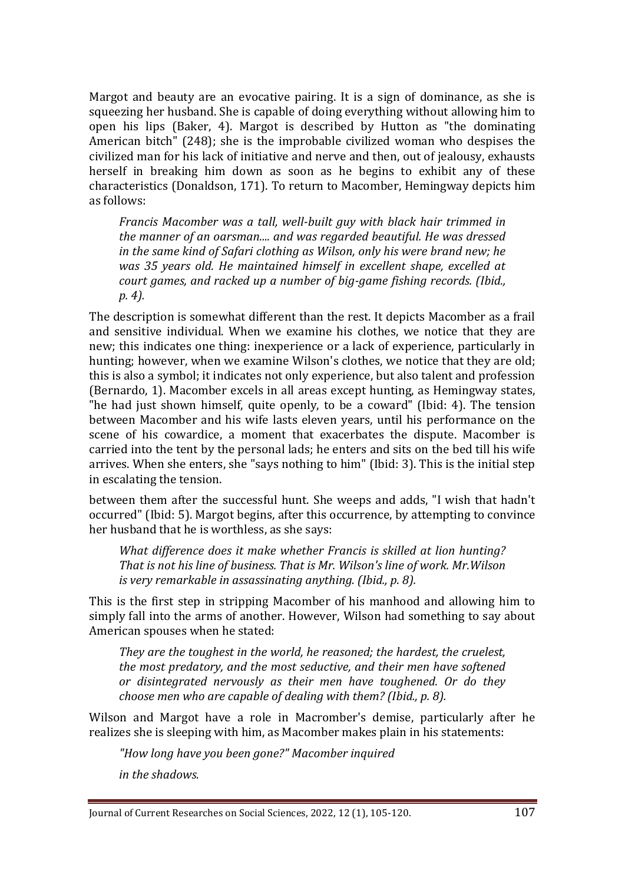Margot and beauty are an evocative pairing. It is a sign of dominance, as she is squeezing her husband. She is capable of doing everything without allowing him to open his lips (Baker, 4). Margot is described by Hutton as "the dominating American bitch" (248); she is the improbable civilized woman who despises the civilized man for his lack of initiative and nerve and then, out of jealousy, exhausts herself in breaking him down as soon as he begins to exhibit any of these characteristics (Donaldson, 171). To return to Macomber, Hemingway depicts him as follows:

> *Francis Macomber was a tall, well-built guy with black hair trimmed in the manner of an oarsman.... and was regarded beautiful. He was dressed in the same kind of Safari clothing as Wilson, only his were brand new; he was 35 years old. He maintained himself in excellent shape, excelled at court games, and racked up a number of big-game fishing records. (Ibid., p. 4).*

The description is somewhat different than the rest. It depicts Macomber as a frail and sensitive individual. When we examine his clothes, we notice that they are new; this indicates one thing: inexperience or a lack of experience, particularly in hunting; however, when we examine Wilson's clothes, we notice that they are old; this is also a symbol; it indicates not only experience, but also talent and profession (Bernardo, 1). Macomber excels in all areas except hunting, as Hemingway states, "he had just shown himself, quite openly, to be a coward" (Ibid: 4). The tension between Macomber and his wife lasts eleven years, until his performance on the scene of his cowardice, a moment that exacerbates the dispute. Macomber is carried into the tent by the personal lads; he enters and sits on the bed till his wife arrives. When she enters, she "says nothing to him" (Ibid: 3). This is the initial step in escalating the tension.

between them after the successful hunt. She weeps and adds, "I wish that hadn't occurred" (Ibid: 5). Margot begins, after this occurrence, by attempting to convince her husband that he is worthless, as she says:

> *What difference does it make whether Francis is skilled at lion hunting? That is not his line of business. That is Mr. Wilson's line of work. Mr.Wilson is very remarkable in assassinating anything. (Ibid., p. 8).*

This is the first step in stripping Macomber of his manhood and allowing him to simply fall into the arms of another. However, Wilson had something to say about American spouses when he stated:

> *They are the toughest in the world, he reasoned; the hardest, the cruelest, the most predatory, and the most seductive, and their men have softened or disintegrated nervously as their men have toughened. Or do they choose men who are capable of dealing with them? (Ibid., p. 8).*

Wilson and Margot have a role in Macromber's demise, particularly after he realizes she is sleeping with him, as Macomber makes plain in his statements:

> *"How long have you been gone?" Macomber inquired*
>
> *in the shadows.*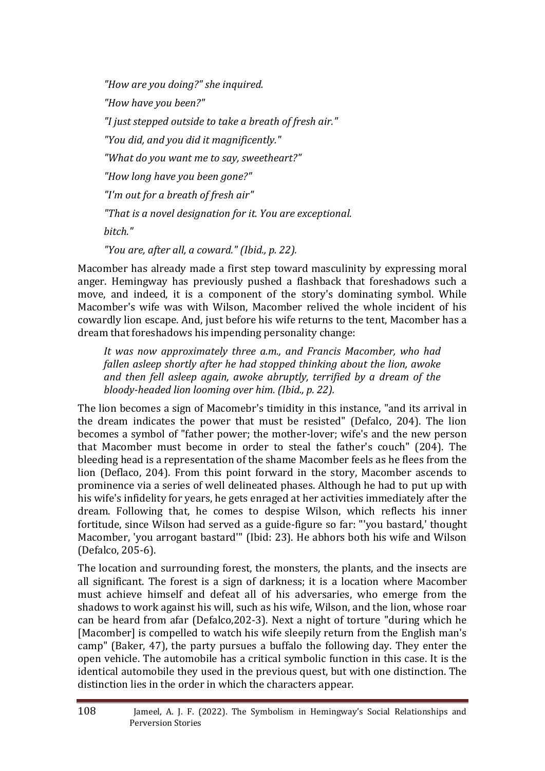*"How are you doing?" she inquired.*

*"How have you been?"*

*"I just stepped outside to take a breath of fresh air."*

*"You did, and you did it magnificently."*

*"What do you want me to say, sweetheart?"*

*"How long have you been gone?"*

*"I'm out for a breath of fresh air"*

*"That is a novel designation for it. You are exceptional.*

*bitch."*

*"You are, after all, a coward." (Ibid., p. 22).*

Macomber has already made a first step toward masculinity by expressing moral anger. Hemingway has previously pushed a flashback that foreshadows such a move, and indeed, it is a component of the story's dominating symbol. While Macomber's wife was with Wilson, Macomber relived the whole incident of his cowardly lion escape. And, just before his wife returns to the tent, Macomber has a dream that foreshadows his impending personality change:

> *It was now approximately three a.m., and Francis Macomber, who had fallen asleep shortly after he had stopped thinking about the lion, awoke and then fell asleep again, awoke abruptly, terrified by a dream of the bloody-headed lion looming over him. (Ibid., p. 22).*

The lion becomes a sign of Macomebr's timidity in this instance, "and its arrival in the dream indicates the power that must be resisted" (Defalco, 204). The lion becomes a symbol of "father power; the mother-lover; wife's and the new person that Macomber must become in order to steal the father's couch" (204). The bleeding head is a representation of the shame Macomber feels as he flees from the lion (Deflaco, 204). From this point forward in the story, Macomber ascends to prominence via a series of well delineated phases. Although he had to put up with his wife's infidelity for years, he gets enraged at her activities immediately after the dream. Following that, he comes to despise Wilson, which reflects his inner fortitude, since Wilson had served as a guide-figure so far: "'you bastard,' thought Macomber, 'you arrogant bastard'" (Ibid: 23). He abhors both his wife and Wilson (Defalco, 205-6).

The location and surrounding forest, the monsters, the plants, and the insects are all significant. The forest is a sign of darkness; it is a location where Macomber must achieve himself and defeat all of his adversaries, who emerge from the shadows to work against his will, such as his wife, Wilson, and the lion, whose roar can be heard from afar (Defalco,202-3). Next a night of torture "during which he [Macomber] is compelled to watch his wife sleepily return from the English man's camp" (Baker, 47), the party pursues a buffalo the following day. They enter the open vehicle. The automobile has a critical symbolic function in this case. It is the identical automobile they used in the previous quest, but with one distinction. The distinction lies in the order in which the characters appear.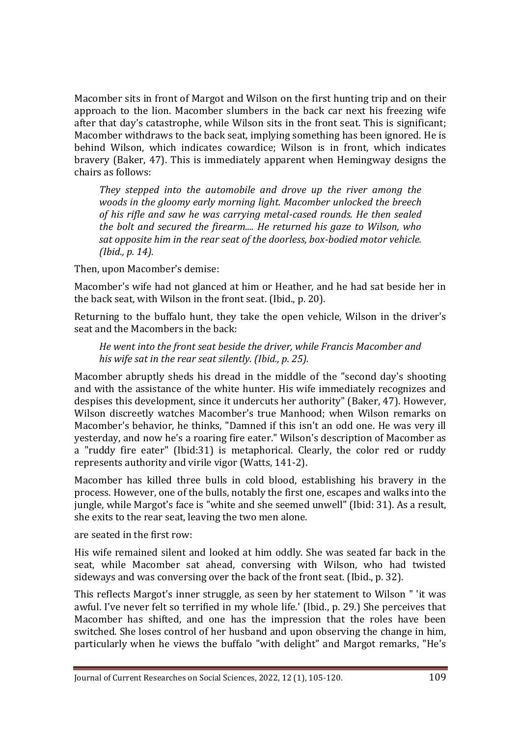Macomber sits in front of Margot and Wilson on the first hunting trip and on their approach to the lion. Macomber slumbers in the back car next his freezing wife after that day's catastrophe, while Wilson sits in the front seat. This is significant; Macomber withdraws to the back seat, implying something has been ignored. He is behind Wilson, which indicates cowardice; Wilson is in front, which indicates bravery (Baker, 47). This is immediately apparent when Hemingway designs the chairs as follows:

> *They stepped into the automobile and drove up the river among the woods in the gloomy early morning light. Macomber unlocked the breech of his rifle and saw he was carrying metal-cased rounds. He then sealed the bolt and secured the firearm.... He returned his gaze to Wilson, who sat opposite him in the rear seat of the doorless, box-bodied motor vehicle. (Ibid., p. 14).*

Then, upon Macomber's demise:

Macomber's wife had not glanced at him or Heather, and he had sat beside her in the back seat, with Wilson in the front seat. (Ibid., p. 20).

Returning to the buffalo hunt, they take the open vehicle, Wilson in the driver's seat and the Macombers in the back:

> *He went into the front seat beside the driver, while Francis Macomber and his wife sat in the rear seat silently. (Ibid., p. 25).*

Macomber abruptly sheds his dread in the middle of the "second day's shooting and with the assistance of the white hunter. His wife immediately recognizes and despises this development, since it undercuts her authority" (Baker, 47). However, Wilson discreetly watches Macomber's true Manhood; when Wilson remarks on Macomber's behavior, he thinks, "Damned if this isn't an odd one. He was very ill yesterday, and now he's a roaring fire eater." Wilson's description of Macomber as a "ruddy fire eater" (Ibid:31) is metaphorical. Clearly, the color red or ruddy represents authority and virile vigor (Watts, 141-2).

Macomber has killed three bulls in cold blood, establishing his bravery in the process. However, one of the bulls, notably the first one, escapes and walks into the jungle, while Margot's face is "white and she seemed unwell" (Ibid: 31). As a result, she exits to the rear seat, leaving the two men alone.

are seated in the first row:

His wife remained silent and looked at him oddly. She was seated far back in the seat, while Macomber sat ahead, conversing with Wilson, who had twisted sideways and was conversing over the back of the front seat. (Ibid., p. 32).

This reflects Margot's inner struggle, as seen by her statement to Wilson " 'it was awful. I've never felt so terrified in my whole life.' (Ibid., p. 29.) She perceives that Macomber has shifted, and one has the impression that the roles have been switched. She loses control of her husband and upon observing the change in him, particularly when he views the buffalo "with delight" and Margot remarks, "He's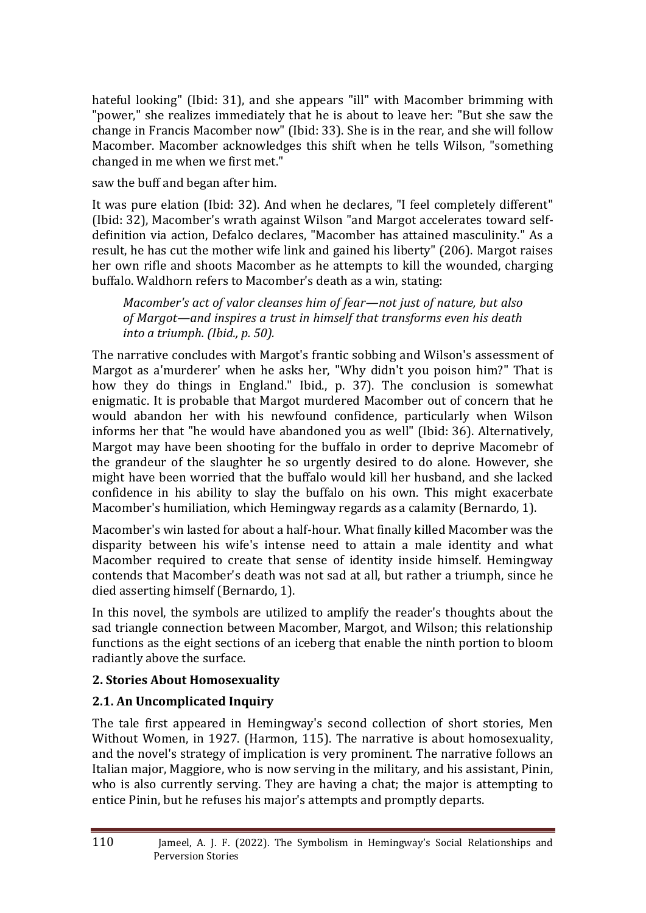hateful looking" (Ibid: 31), and she appears "ill" with Macomber brimming with "power," she realizes immediately that he is about to leave her: "But she saw the change in Francis Macomber now" (Ibid: 33). She is in the rear, and she will follow Macomber. Macomber acknowledges this shift when he tells Wilson, "something changed in me when we first met."

saw the buff and began after him.

It was pure elation (Ibid: 32). And when he declares, "I feel completely different" (Ibid: 32), Macomber's wrath against Wilson "and Margot accelerates toward self-definition via action, Defalco declares, "Macomber has attained masculinity." As a result, he has cut the mother wife link and gained his liberty" (206). Margot raises her own rifle and shoots Macomber as he attempts to kill the wounded, charging buffalo. Waldhorn refers to Macomber's death as a win, stating:

> *Macomber's act of valor cleanses him of fear—not just of nature, but also of Margot—and inspires a trust in himself that transforms even his death into a triumph. (Ibid., p. 50).*

The narrative concludes with Margot's frantic sobbing and Wilson's assessment of Margot as a'murderer' when he asks her, "Why didn't you poison him?" That is how they do things in England." Ibid., p. 37). The conclusion is somewhat enigmatic. It is probable that Margot murdered Macomber out of concern that he would abandon her with his newfound confidence, particularly when Wilson informs her that "he would have abandoned you as well" (Ibid: 36). Alternatively, Margot may have been shooting for the buffalo in order to deprive Macomebr of the grandeur of the slaughter he so urgently desired to do alone. However, she might have been worried that the buffalo would kill her husband, and she lacked confidence in his ability to slay the buffalo on his own. This might exacerbate Macomber's humiliation, which Hemingway regards as a calamity (Bernardo, 1).

Macomber's win lasted for about a half-hour. What finally killed Macomber was the disparity between his wife's intense need to attain a male identity and what Macomber required to create that sense of identity inside himself. Hemingway contends that Macomber's death was not sad at all, but rather a triumph, since he died asserting himself (Bernardo, 1).

In this novel, the symbols are utilized to amplify the reader's thoughts about the sad triangle connection between Macomber, Margot, and Wilson; this relationship functions as the eight sections of an iceberg that enable the ninth portion to bloom radiantly above the surface.

## 2. Stories About Homosexuality

### 2.1. An Uncomplicated Inquiry

The tale first appeared in Hemingway's second collection of short stories, Men Without Women, in 1927. (Harmon, 115). The narrative is about homosexuality, and the novel's strategy of implication is very prominent. The narrative follows an Italian major, Maggiore, who is now serving in the military, and his assistant, Pinin, who is also currently serving. They are having a chat; the major is attempting to entice Pinin, but he refuses his major's attempts and promptly departs.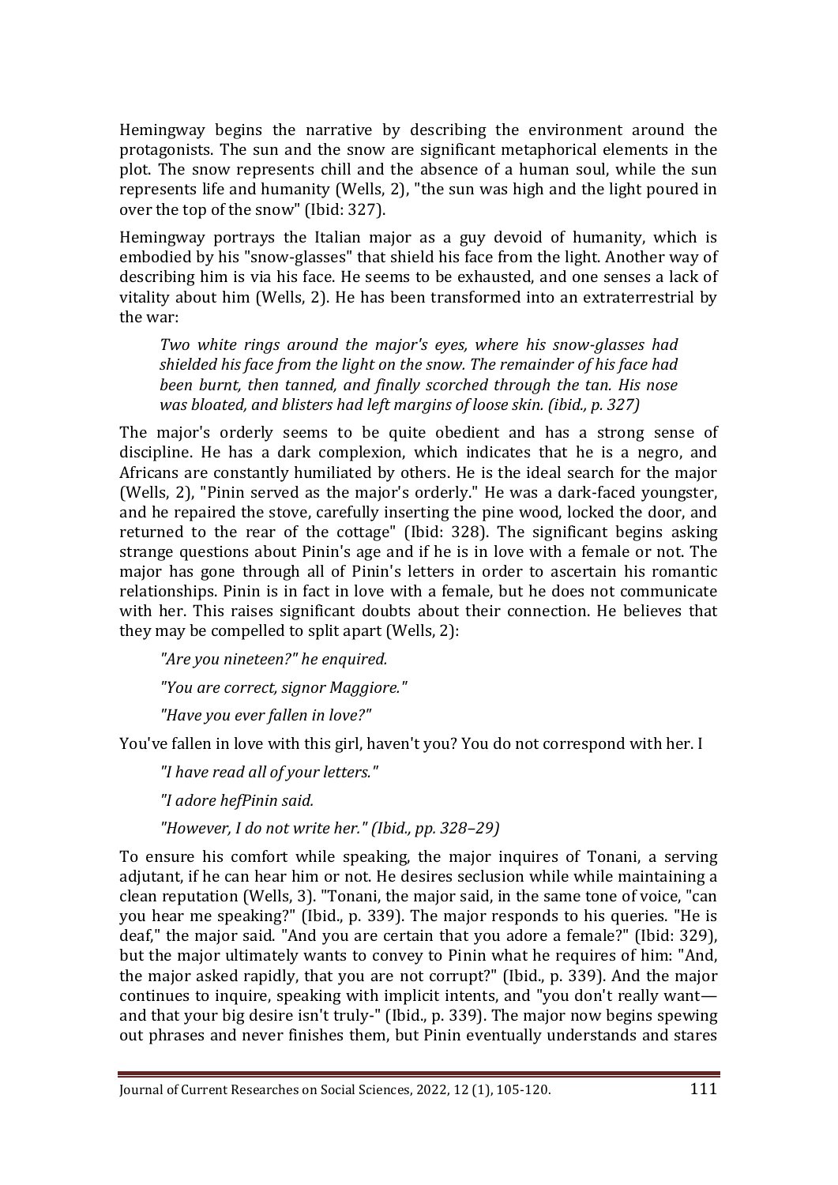Hemingway begins the narrative by describing the environment around the protagonists. The sun and the snow are significant metaphorical elements in the plot. The snow represents chill and the absence of a human soul, while the sun represents life and humanity (Wells, 2), "the sun was high and the light poured in over the top of the snow" (Ibid: 327).

Hemingway portrays the Italian major as a guy devoid of humanity, which is embodied by his "snow-glasses" that shield his face from the light. Another way of describing him is via his face. He seems to be exhausted, and one senses a lack of vitality about him (Wells, 2). He has been transformed into an extraterrestrial by the war:

> *Two white rings around the major's eyes, where his snow-glasses had shielded his face from the light on the snow. The remainder of his face had been burnt, then tanned, and finally scorched through the tan. His nose was bloated, and blisters had left margins of loose skin. (ibid., p. 327)*

The major's orderly seems to be quite obedient and has a strong sense of discipline. He has a dark complexion, which indicates that he is a negro, and Africans are constantly humiliated by others. He is the ideal search for the major (Wells, 2), "Pinin served as the major's orderly." He was a dark-faced youngster, and he repaired the stove, carefully inserting the pine wood, locked the door, and returned to the rear of the cottage" (Ibid: 328). The significant begins asking strange questions about Pinin's age and if he is in love with a female or not. The major has gone through all of Pinin's letters in order to ascertain his romantic relationships. Pinin is in fact in love with a female, but he does not communicate with her. This raises significant doubts about their connection. He believes that they may be compelled to split apart (Wells, 2):

> *"Are you nineteen?" he enquired.*
>
> *"You are correct, signor Maggiore."*
>
> *"Have you ever fallen in love?"*

You've fallen in love with this girl, haven't you? You do not correspond with her. I

> *"I have read all of your letters."*
>
> *"I adore hefPinin said.*
>
> *"However, I do not write her." (Ibid., pp. 328–29)*

To ensure his comfort while speaking, the major inquires of Tonani, a serving adjutant, if he can hear him or not. He desires seclusion while while maintaining a clean reputation (Wells, 3). "Tonani, the major said, in the same tone of voice, "can you hear me speaking?" (Ibid., p. 339). The major responds to his queries. "He is deaf," the major said. "And you are certain that you adore a female?" (Ibid: 329), but the major ultimately wants to convey to Pinin what he requires of him: "And, the major asked rapidly, that you are not corrupt?" (Ibid., p. 339). And the major continues to inquire, speaking with implicit intents, and "you don't really want— and that your big desire isn't truly-" (Ibid., p. 339). The major now begins spewing out phrases and never finishes them, but Pinin eventually understands and stares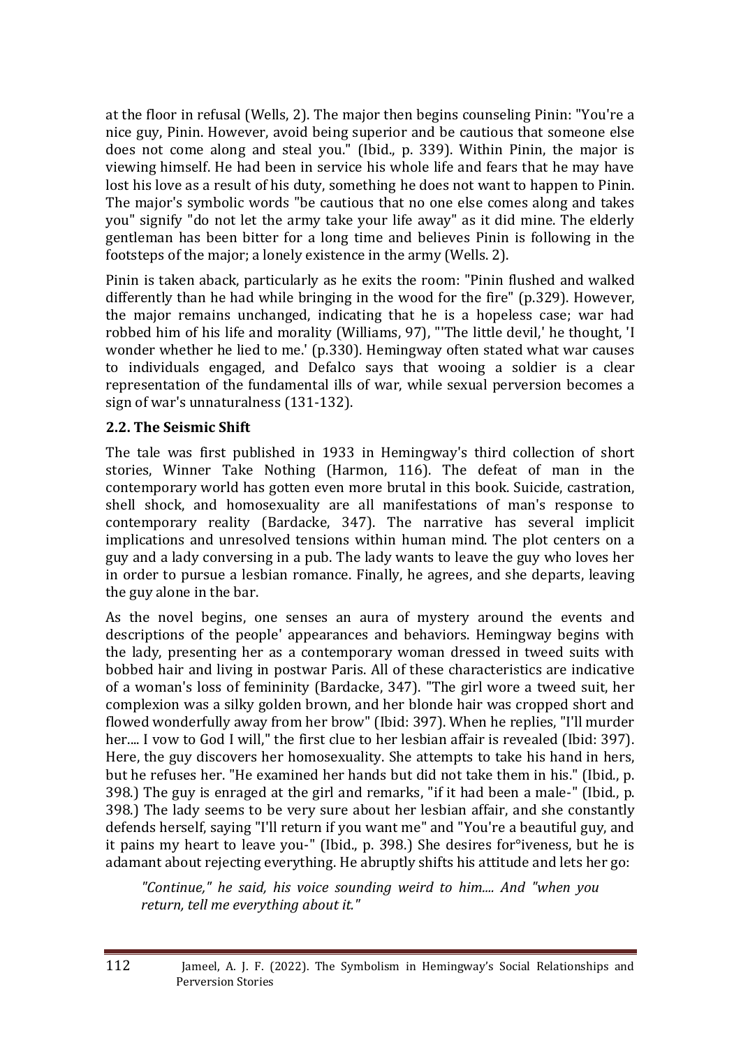at the floor in refusal (Wells, 2). The major then begins counseling Pinin: "You're a nice guy, Pinin. However, avoid being superior and be cautious that someone else does not come along and steal you." (Ibid., p. 339). Within Pinin, the major is viewing himself. He had been in service his whole life and fears that he may have lost his love as a result of his duty, something he does not want to happen to Pinin. The major's symbolic words "be cautious that no one else comes along and takes you" signify "do not let the army take your life away" as it did mine. The elderly gentleman has been bitter for a long time and believes Pinin is following in the footsteps of the major; a lonely existence in the army (Wells. 2).

Pinin is taken aback, particularly as he exits the room: "Pinin flushed and walked differently than he had while bringing in the wood for the fire" (p.329). However, the major remains unchanged, indicating that he is a hopeless case; war had robbed him of his life and morality (Williams, 97), "'The little devil,' he thought, 'I wonder whether he lied to me.' (p.330). Hemingway often stated what war causes to individuals engaged, and Defalco says that wooing a soldier is a clear representation of the fundamental ills of war, while sexual perversion becomes a sign of war's unnaturalness (131-132).

### 2.2. The Seismic Shift

The tale was first published in 1933 in Hemingway's third collection of short stories, Winner Take Nothing (Harmon, 116). The defeat of man in the contemporary world has gotten even more brutal in this book. Suicide, castration, shell shock, and homosexuality are all manifestations of man's response to contemporary reality (Bardacke, 347). The narrative has several implicit implications and unresolved tensions within human mind. The plot centers on a guy and a lady conversing in a pub. The lady wants to leave the guy who loves her in order to pursue a lesbian romance. Finally, he agrees, and she departs, leaving the guy alone in the bar.

As the novel begins, one senses an aura of mystery around the events and descriptions of the people' appearances and behaviors. Hemingway begins with the lady, presenting her as a contemporary woman dressed in tweed suits with bobbed hair and living in postwar Paris. All of these characteristics are indicative of a woman's loss of femininity (Bardacke, 347). "The girl wore a tweed suit, her complexion was a silky golden brown, and her blonde hair was cropped short and flowed wonderfully away from her brow" (Ibid: 397). When he replies, "I'll murder her.... I vow to God I will," the first clue to her lesbian affair is revealed (Ibid: 397). Here, the guy discovers her homosexuality. She attempts to take his hand in hers, but he refuses her. "He examined her hands but did not take them in his." (Ibid., p. 398.) The guy is enraged at the girl and remarks, "if it had been a male-" (Ibid., p. 398.) The lady seems to be very sure about her lesbian affair, and she constantly defends herself, saying "I'll return if you want me" and "You're a beautiful guy, and it pains my heart to leave you-" (Ibid., p. 398.) She desires for°iveness, but he is adamant about rejecting everything. He abruptly shifts his attitude and lets her go:

> *"Continue," he said, his voice sounding weird to him.... And "when you return, tell me everything about it."*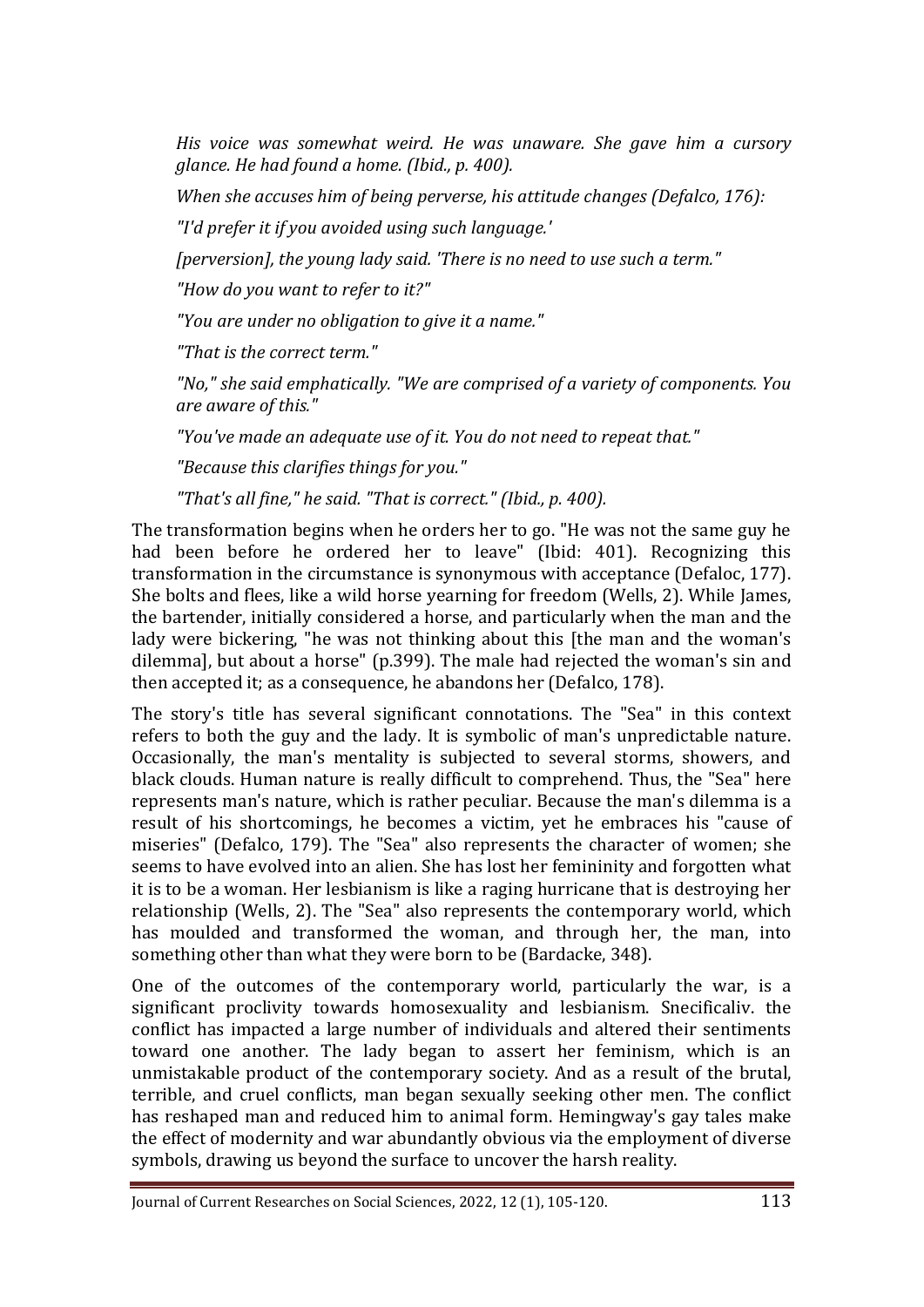*His voice was somewhat weird. He was unaware. She gave him a cursory glance. He had found a home. (Ibid., p. 400).*

*When she accuses him of being perverse, his attitude changes (Defalco, 176):*

*"I'd prefer it if you avoided using such language.'*

*[perversion], the young lady said. 'There is no need to use such a term."*

*"How do you want to refer to it?"*

*"You are under no obligation to give it a name."*

*"That is the correct term."*

*"No," she said emphatically. "We are comprised of a variety of components. You are aware of this."*

*"You've made an adequate use of it. You do not need to repeat that."*

*"Because this clarifies things for you."*

*"That's all fine," he said. "That is correct." (Ibid., p. 400).*

The transformation begins when he orders her to go. "He was not the same guy he had been before he ordered her to leave" (Ibid: 401). Recognizing this transformation in the circumstance is synonymous with acceptance (Defaloc, 177). She bolts and flees, like a wild horse yearning for freedom (Wells, 2). While James, the bartender, initially considered a horse, and particularly when the man and the lady were bickering, "he was not thinking about this [the man and the woman's dilemma], but about a horse" (p.399). The male had rejected the woman's sin and then accepted it; as a consequence, he abandons her (Defalco, 178).

The story's title has several significant connotations. The "Sea" in this context refers to both the guy and the lady. It is symbolic of man's unpredictable nature. Occasionally, the man's mentality is subjected to several storms, showers, and black clouds. Human nature is really difficult to comprehend. Thus, the "Sea" here represents man's nature, which is rather peculiar. Because the man's dilemma is a result of his shortcomings, he becomes a victim, yet he embraces his "cause of miseries" (Defalco, 179). The "Sea" also represents the character of women; she seems to have evolved into an alien. She has lost her femininity and forgotten what it is to be a woman. Her lesbianism is like a raging hurricane that is destroying her relationship (Wells, 2). The "Sea" also represents the contemporary world, which has moulded and transformed the woman, and through her, the man, into something other than what they were born to be (Bardacke, 348).

One of the outcomes of the contemporary world, particularly the war, is a significant proclivity towards homosexuality and lesbianism. Snecificaliv. the conflict has impacted a large number of individuals and altered their sentiments toward one another. The lady began to assert her feminism, which is an unmistakable product of the contemporary society. And as a result of the brutal, terrible, and cruel conflicts, man began sexually seeking other men. The conflict has reshaped man and reduced him to animal form. Hemingway's gay tales make the effect of modernity and war abundantly obvious via the employment of diverse symbols, drawing us beyond the surface to uncover the harsh reality.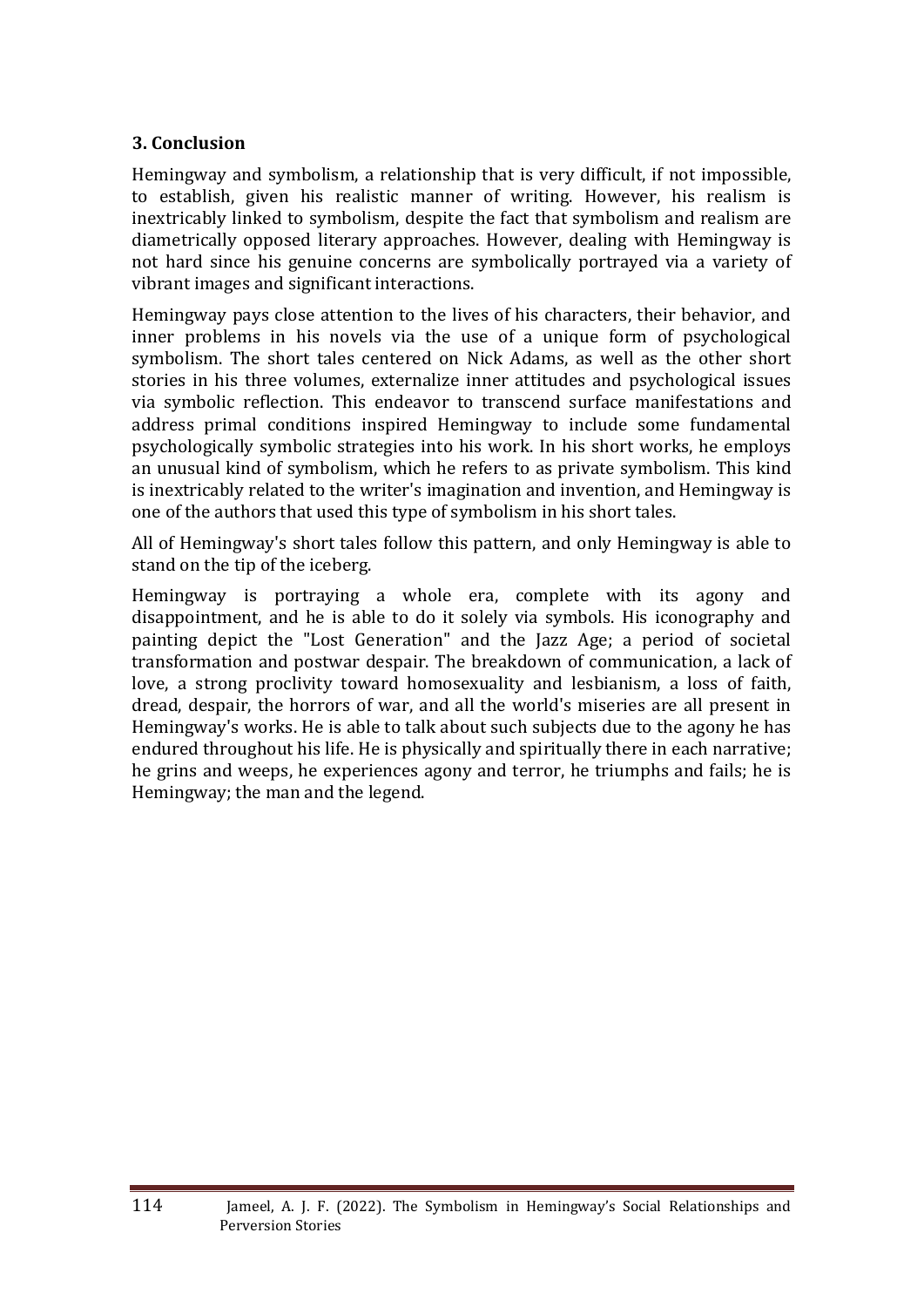## 3. Conclusion

Hemingway and symbolism, a relationship that is very difficult, if not impossible, to establish, given his realistic manner of writing. However, his realism is inextricably linked to symbolism, despite the fact that symbolism and realism are diametrically opposed literary approaches. However, dealing with Hemingway is not hard since his genuine concerns are symbolically portrayed via a variety of vibrant images and significant interactions.

Hemingway pays close attention to the lives of his characters, their behavior, and inner problems in his novels via the use of a unique form of psychological symbolism. The short tales centered on Nick Adams, as well as the other short stories in his three volumes, externalize inner attitudes and psychological issues via symbolic reflection. This endeavor to transcend surface manifestations and address primal conditions inspired Hemingway to include some fundamental psychologically symbolic strategies into his work. In his short works, he employs an unusual kind of symbolism, which he refers to as private symbolism. This kind is inextricably related to the writer's imagination and invention, and Hemingway is one of the authors that used this type of symbolism in his short tales.

All of Hemingway's short tales follow this pattern, and only Hemingway is able to stand on the tip of the iceberg.

Hemingway is portraying a whole era, complete with its agony and disappointment, and he is able to do it solely via symbols. His iconography and painting depict the "Lost Generation" and the Jazz Age; a period of societal transformation and postwar despair. The breakdown of communication, a lack of love, a strong proclivity toward homosexuality and lesbianism, a loss of faith, dread, despair, the horrors of war, and all the world's miseries are all present in Hemingway's works. He is able to talk about such subjects due to the agony he has endured throughout his life. He is physically and spiritually there in each narrative; he grins and weeps, he experiences agony and terror, he triumphs and fails; he is Hemingway; the man and the legend.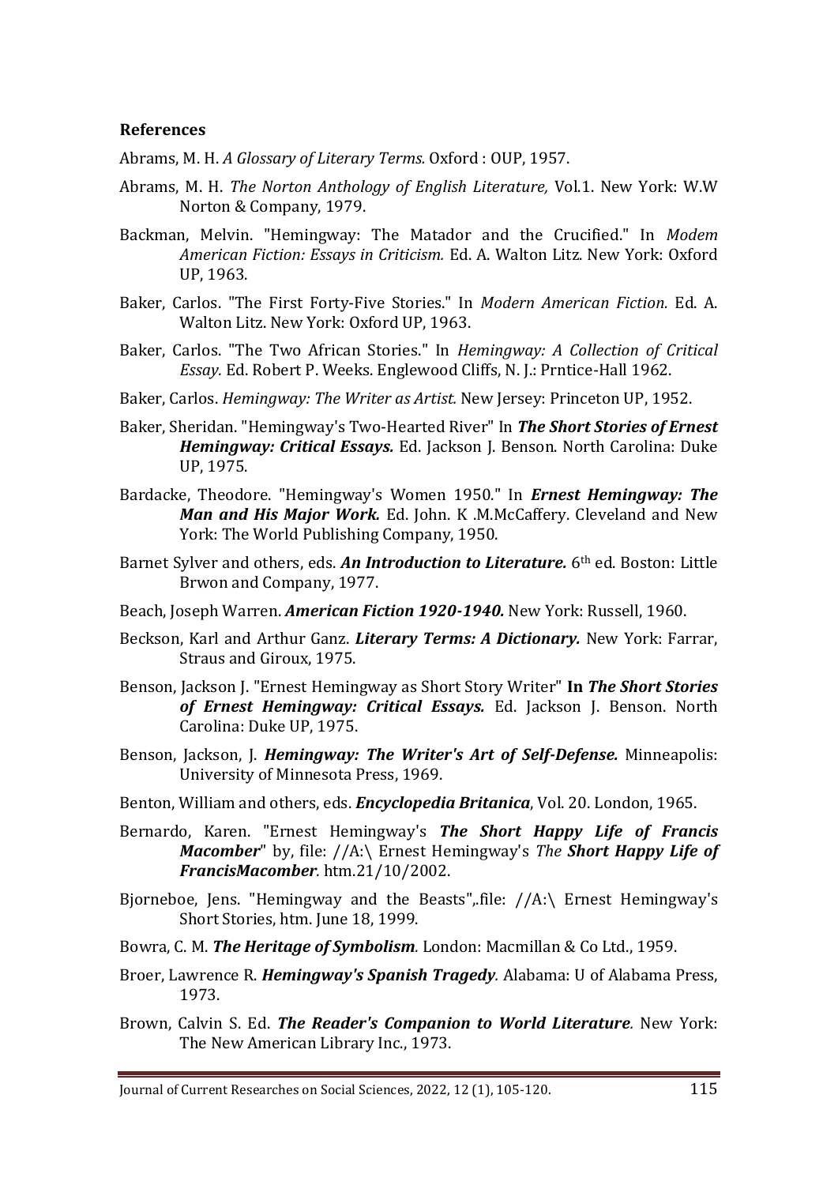**References**

Abrams, M. H. *A Glossary of Literary Terms.* Oxford : OUP, 1957.

Abrams, M. H. *The Norton Anthology of English Literature,* Vol.1. New York: W.W Norton & Company, 1979.

Backman, Melvin. "Hemingway: The Matador and the Crucified." In *Modem American Fiction: Essays in Criticism.* Ed. A. Walton Litz. New York: Oxford UP, 1963.

Baker, Carlos. "The First Forty-Five Stories." In *Modern American Fiction.* Ed. A. Walton Litz. New York: Oxford UP, 1963.

Baker, Carlos. "The Two African Stories." In *Hemingway: A Collection of Critical Essay.* Ed. Robert P. Weeks. Englewood Cliffs, N. J.: Prntice-Hall 1962.

Baker, Carlos. *Hemingway: The Writer as Artist.* New Jersey: Princeton UP, 1952.

Baker, Sheridan. "Hemingway's Two-Hearted River" In ***The Short Stories of Ernest Hemingway: Critical Essays.*** Ed. Jackson J. Benson. North Carolina: Duke UP, 1975.

Bardacke, Theodore. "Hemingway's Women 1950." In ***Ernest Hemingway: The Man and His Major Work.*** Ed. John. K .M.McCaffery. Cleveland and New York: The World Publishing Company, 1950.

Barnet Sylver and others, eds. ***An Introduction to Literature.*** 6th ed. Boston: Little Brwon and Company, 1977.

Beach, Joseph Warren. ***American Fiction 1920-1940.*** New York: Russell, 1960.

Beckson, Karl and Arthur Ganz. ***Literary Terms: A Dictionary.*** New York: Farrar, Straus and Giroux, 1975.

Benson, Jackson J. "Ernest Hemingway as Short Story Writer" **In *The Short Stories of Ernest Hemingway: Critical Essays.*** Ed. Jackson J. Benson. North Carolina: Duke UP, 1975.

Benson, Jackson, J. ***Hemingway: The Writer's Art of Self-Defense.*** Minneapolis: University of Minnesota Press, 1969.

Benton, William and others, eds. ***Encyclopedia Britanica***, Vol. 20. London, 1965.

Bernardo, Karen. "Ernest Hemingway's ***The Short Happy Life of Francis Macomber***" by, file: //A:\ Ernest Hemingway's *The* ***Short Happy Life of FrancisMacomber***. htm.21/10/2002.

Bjorneboe, Jens. "Hemingway and the Beasts",.file: //A:\ Ernest Hemingway's Short Stories, htm. June 18, 1999.

Bowra, C. M. ***The Heritage of Symbolism***. London: Macmillan & Co Ltd., 1959.

Broer, Lawrence R. ***Hemingway's Spanish Tragedy***. Alabama: U of Alabama Press, 1973.

Brown, Calvin S. Ed. ***The Reader's Companion to World Literature***. New York: The New American Library Inc., 1973.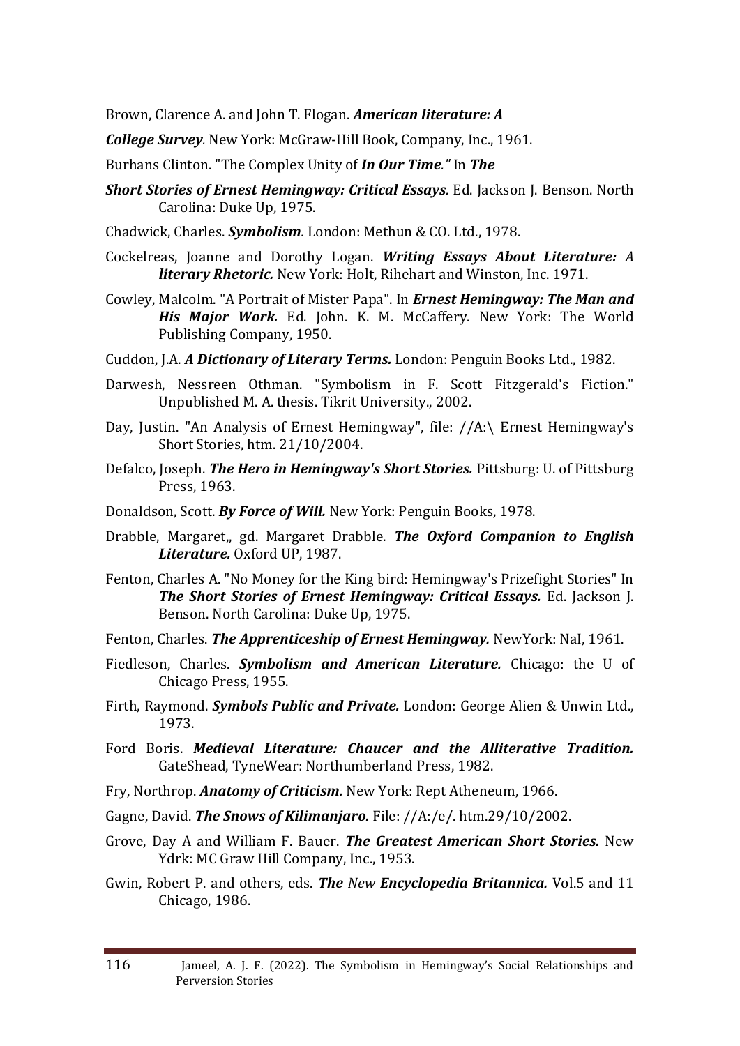Brown, Clarence A. and John T. Flogan. ***American literature: A***

***College Survey***. New York: McGraw-Hill Book, Company, Inc., 1961.

Burhans Clinton. "The Complex Unity of ***In Our Time**."* In ***The***

***Short Stories of Ernest Hemingway: Critical Essays***. Ed. Jackson J. Benson. North Carolina: Duke Up, 1975.

Chadwick, Charles. ***Symbolism***. London: Methun & CO. Ltd., 1978.

Cockelreas, Joanne and Dorothy Logan. ***Writing Essays About Literature:*** *A* ***literary Rhetoric.*** New York: Holt, Rihehart and Winston, Inc. 1971.

Cowley, Malcolm. "A Portrait of Mister Papa". In ***Ernest Hemingway: The Man and His Major Work.*** Ed. John. K. M. McCaffery. New York: The World Publishing Company, 1950.

Cuddon, J.A. ***A Dictionary of Literary Terms.*** London: Penguin Books Ltd., 1982.

Darwesh, Nessreen Othman. "Symbolism in F. Scott Fitzgerald's Fiction." Unpublished M. A. thesis. Tikrit University., 2002.

Day, Justin. "An Analysis of Ernest Hemingway", file: //A:\ Ernest Hemingway's Short Stories, htm. 21/10/2004.

Defalco, Joseph. ***The Hero in Hemingway's Short Stories.*** Pittsburg: U. of Pittsburg Press, 1963.

Donaldson, Scott. ***By Force of Will.*** New York: Penguin Books, 1978.

Drabble, Margaret,, gd. Margaret Drabble. ***The Oxford Companion to English Literature.*** Oxford UP, 1987.

Fenton, Charles A. "No Money for the King bird: Hemingway's Prizefight Stories" In ***The Short Stories of Ernest Hemingway: Critical Essays.*** Ed. Jackson J. Benson. North Carolina: Duke Up, 1975.

Fenton, Charles. ***The Apprenticeship of Ernest Hemingway.*** NewYork: NaI, 1961.

Fiedleson, Charles. ***Symbolism and American Literature.*** Chicago: the U of Chicago Press, 1955.

Firth, Raymond. ***Symbols Public and Private.*** London: George Alien & Unwin Ltd., 1973.

Ford Boris. ***Medieval Literature: Chaucer and the Alliterative Tradition.*** GateShead, TyneWear: Northumberland Press, 1982.

Fry, Northrop. ***Anatomy of Criticism.*** New York: Rept Atheneum, 1966.

Gagne, David. ***The Snows of Kilimanjaro.*** File: //A:/e/. htm.29/10/2002.

Grove, Day A and William F. Bauer. ***The Greatest American Short Stories.*** New Ydrk: MC Graw Hill Company, Inc., 1953.

Gwin, Robert P. and others, eds. ***The*** *New* ***Encyclopedia Britannica.*** Vol.5 and 11 Chicago, 1986.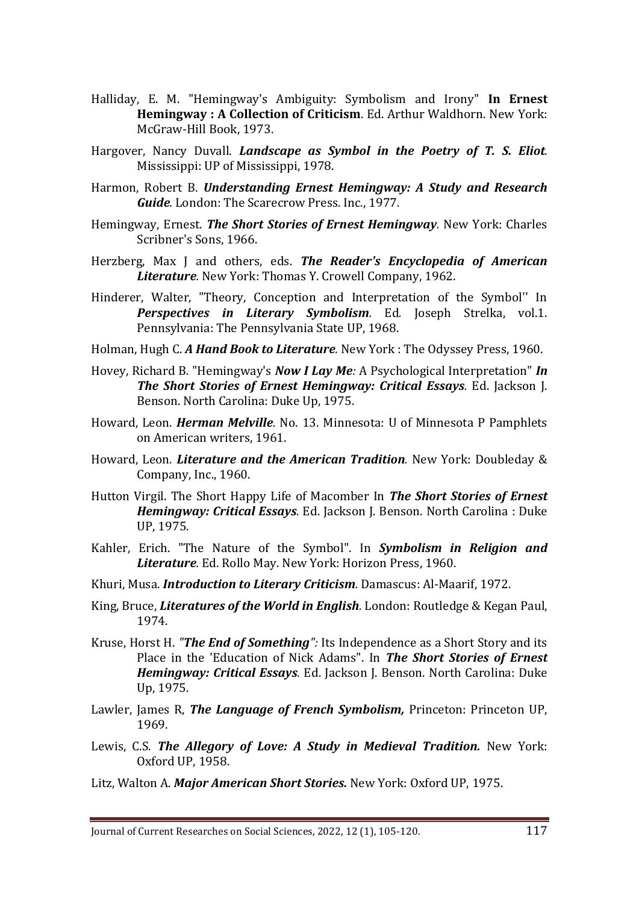Halliday, E. M. "Hemingway's Ambiguity: Symbolism and Irony" **In Ernest Hemingway : A Collection of Criticism**. Ed. Arthur Waldhorn. New York: McGraw-Hill Book, 1973.

Hargover, Nancy Duvall. ***Landscape as Symbol in the Poetry of T. S. Eliot.*** Mississippi: UP of Mississippi, 1978.

Harmon, Robert B. ***Understanding Ernest Hemingway: A Study and Research Guide.*** London: The Scarecrow Press. Inc., 1977.

Hemingway, Ernest. ***The Short Stories of Ernest Hemingway.*** New York: Charles Scribner's Sons, 1966.

Herzberg, Max J and others, eds. ***The Reader's Encyclopedia of American Literature.*** New York: Thomas Y. Crowell Company, 1962.

Hinderer, Walter, "Theory, Conception and Interpretation of the Symbol'' In ***Perspectives in Literary Symbolism.*** Ed. Joseph Strelka, vol.1. Pennsylvania: The Pennsylvania State UP, 1968.

Holman, Hugh C. ***A Hand Book to Literature.*** New York : The Odyssey Press, 1960.

Hovey, Richard B. "Hemingway's ***Now I Lay Me:*** A Psychological Interpretation" ***In The Short Stories of Ernest Hemingway: Critical Essays.*** Ed. Jackson J. Benson. North Carolina: Duke Up, 1975.

Howard, Leon. ***Herman Melville.*** No. 13. Minnesota: U of Minnesota P Pamphlets on American writers, 1961.

Howard, Leon. ***Literature and the American Tradition.*** New York: Doubleday & Company, Inc., 1960.

Hutton Virgil. The Short Happy Life of Macomber In ***The Short Stories of Ernest Hemingway: Critical Essays.*** Ed. Jackson J. Benson. North Carolina : Duke UP, 1975.

Kahler, Erich. "The Nature of the Symbol". In ***Symbolism in Religion and Literature.*** Ed. Rollo May. New York: Horizon Press, 1960.

Khuri, Musa. ***Introduction to Literary Criticism.*** Damascus: Al-Maarif, 1972.

King, Bruce, ***Literatures of the World in English.*** London: Routledge & Kegan Paul, 1974.

Kruse, Horst H. ***"The End of Something":*** Its Independence as a Short Story and its Place in the 'Education of Nick Adams". In ***The Short Stories of Ernest Hemingway: Critical Essays.*** Ed. Jackson J. Benson. North Carolina: Duke Up, 1975.

Lawler, James R, ***The Language of French Symbolism,*** Princeton: Princeton UP, 1969.

Lewis, C.S. ***The Allegory of Love: A Study in Medieval Tradition.*** New York: Oxford UP, 1958.

Litz, Walton A. ***Major American Short Stories.*** New York: Oxford UP, 1975.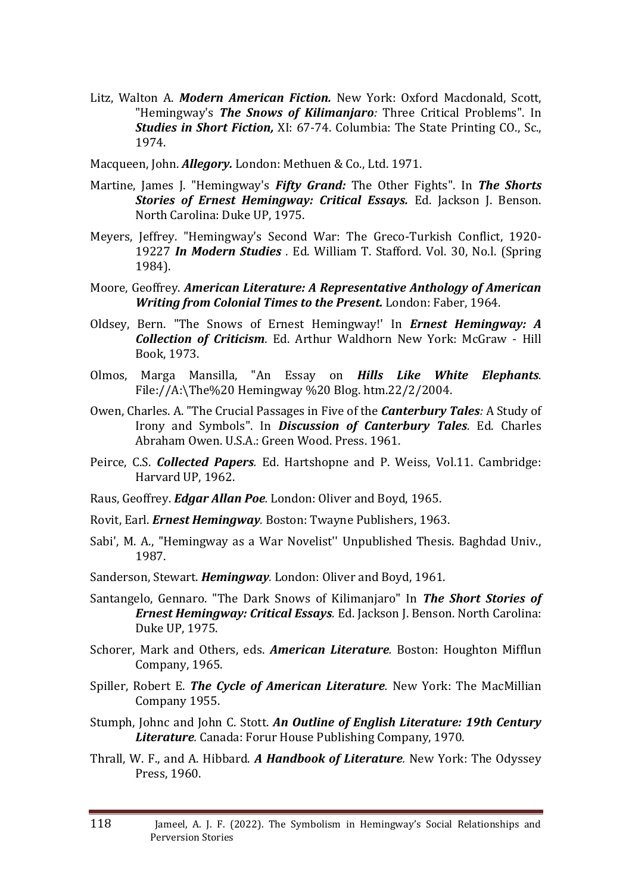Litz, Walton A. ***Modern American Fiction.*** New York: Oxford Macdonald, Scott, "Hemingway's ***The Snows of Kilimanjaro****:* Three Critical Problems". In ***Studies in Short Fiction,*** XI: 67-74. Columbia: The State Printing CO., Sc., 1974.

Macqueen, John. ***Allegory.*** London: Methuen & Co., Ltd. 1971.

Martine, James J. "Hemingway's ***Fifty Grand:*** The Other Fights". In ***The Shorts Stories of Ernest Hemingway: Critical Essays.*** Ed. Jackson J. Benson. North Carolina: Duke UP, 1975.

Meyers, Jeffrey. "Hemingway's Second War: The Greco-Turkish Conflict, 1920-19227 ***In Modern Studies*** *.* Ed. William T. Stafford. Vol. 30, No.l. (Spring 1984).

Moore, Geoffrey. ***American Literature: A Representative Anthology of American Writing from Colonial Times to the Present.*** London: Faber, 1964.

Oldsey, Bern. "The Snows of Ernest Hemingway!' In ***Ernest Hemingway: A Collection of Criticism****.* Ed. Arthur Waldhorn New York: McGraw - Hill Book, 1973.

Olmos, Marga Mansilla, "An Essay on ***Hills Like White Elephants****.* File://A:\The%20 Hemingway %20 Blog. htm.22/2/2004.

Owen, Charles. A. "The Crucial Passages in Five of the ***Canterbury Tales****:* A Study of Irony and Symbols". In ***Discussion of Canterbury Tales****.* Ed. Charles Abraham Owen. U.S.A.: Green Wood. Press. 1961.

Peirce, C.S. ***Collected Papers****.* Ed. Hartshopne and P. Weiss, Vol.11. Cambridge: Harvard UP, 1962.

Raus, Geoffrey. ***Edgar Allan Poe****.* London: Oliver and Boyd, 1965.

Rovit, Earl. ***Ernest Hemingway****.* Boston: Twayne Publishers, 1963.

Sabi', M. A., "Hemingway as a War Novelist'' Unpublished Thesis. Baghdad Univ., 1987.

Sanderson, Stewart. ***Hemingway****.* London: Oliver and Boyd, 1961.

Santangelo, Gennaro. "The Dark Snows of Kilimanjaro" In ***The Short Stories of Ernest Hemingway: Critical Essays****.* Ed. Jackson J. Benson. North Carolina: Duke UP, 1975.

Schorer, Mark and Others, eds. ***American Literature****.* Boston: Houghton Mifflun Company, 1965.

Spiller, Robert E. ***The Cycle of American Literature****.* New York: The MacMillian Company 1955.

Stumph, Johnc and John C. Stott. ***An Outline of English Literature: 19th Century Literature****.* Canada: Forur House Publishing Company, 1970.

Thrall, W. F., and A. Hibbard. ***A Handbook of Literature****.* New York: The Odyssey Press, 1960.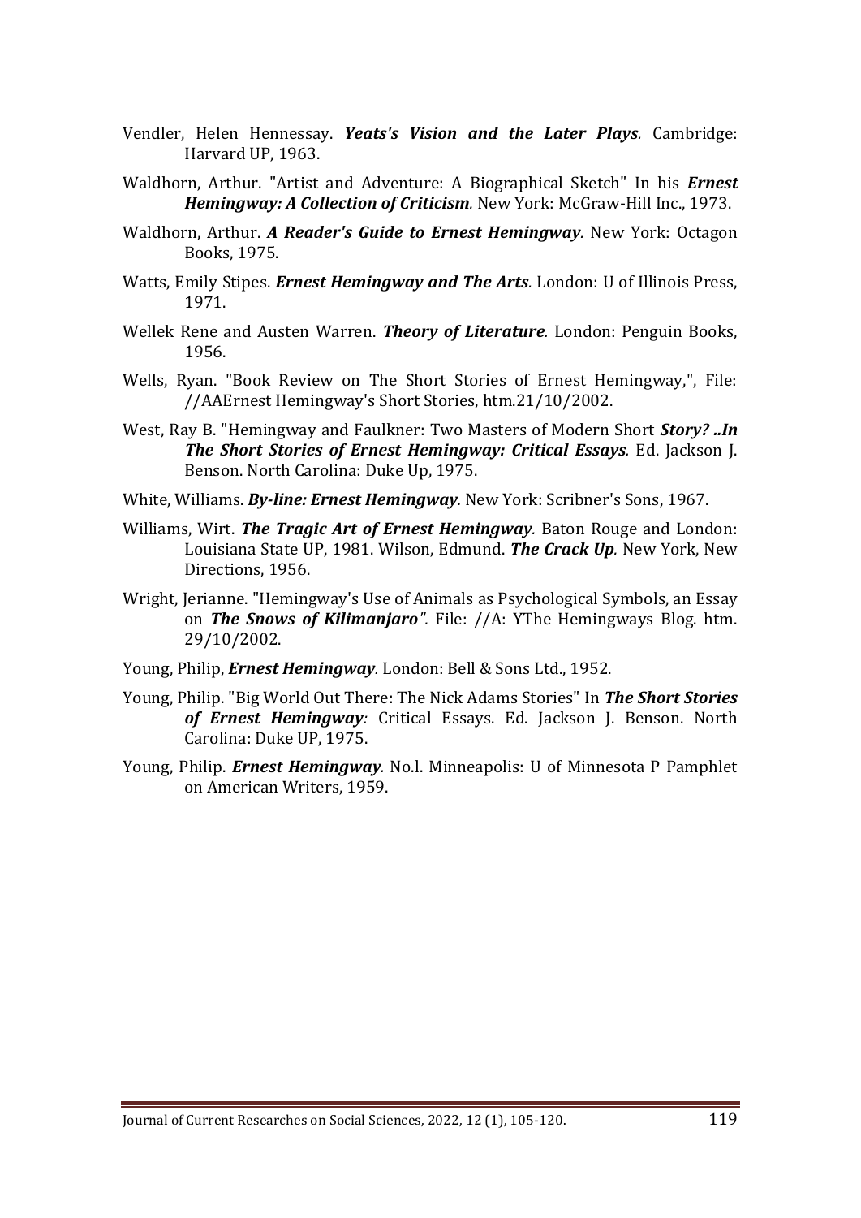Vendler, Helen Hennessay. ***Yeats's Vision and the Later Plays.*** Cambridge: Harvard UP, 1963.

Waldhorn, Arthur. "Artist and Adventure: A Biographical Sketch" In his ***Ernest Hemingway: A Collection of Criticism.*** New York: McGraw-Hill Inc., 1973.

Waldhorn, Arthur. ***A Reader's Guide to Ernest Hemingway.*** New York: Octagon Books, 1975.

Watts, Emily Stipes. ***Ernest Hemingway and The Arts.*** London: U of Illinois Press, 1971.

Wellek Rene and Austen Warren. ***Theory of Literature.*** London: Penguin Books, 1956.

Wells, Ryan. "Book Review on The Short Stories of Ernest Hemingway,", File: //AAErnest Hemingway's Short Stories, htm.21/10/2002.

West, Ray B. "Hemingway and Faulkner: Two Masters of Modern Short ***Story? ..In The Short Stories of Ernest Hemingway: Critical Essays.*** Ed. Jackson J. Benson. North Carolina: Duke Up, 1975.

White, Williams. ***By-line: Ernest Hemingway.*** New York: Scribner's Sons, 1967.

Williams, Wirt. ***The Tragic Art of Ernest Hemingway.*** Baton Rouge and London: Louisiana State UP, 1981. Wilson, Edmund. ***The Crack Up.*** New York, New Directions, 1956.

Wright, Jerianne. "Hemingway's Use of Animals as Psychological Symbols, an Essay on ***The Snows of Kilimanjaro".*** File: //A: YThe Hemingways Blog. htm. 29/10/2002.

Young, Philip, ***Ernest Hemingway.*** London: Bell & Sons Ltd., 1952.

Young, Philip. "Big World Out There: The Nick Adams Stories" In ***The Short Stories of Ernest Hemingway:*** Critical Essays. Ed. Jackson J. Benson. North Carolina: Duke UP, 1975.

Young, Philip. ***Ernest Hemingway.*** No.l. Minneapolis: U of Minnesota P Pamphlet on American Writers, 1959.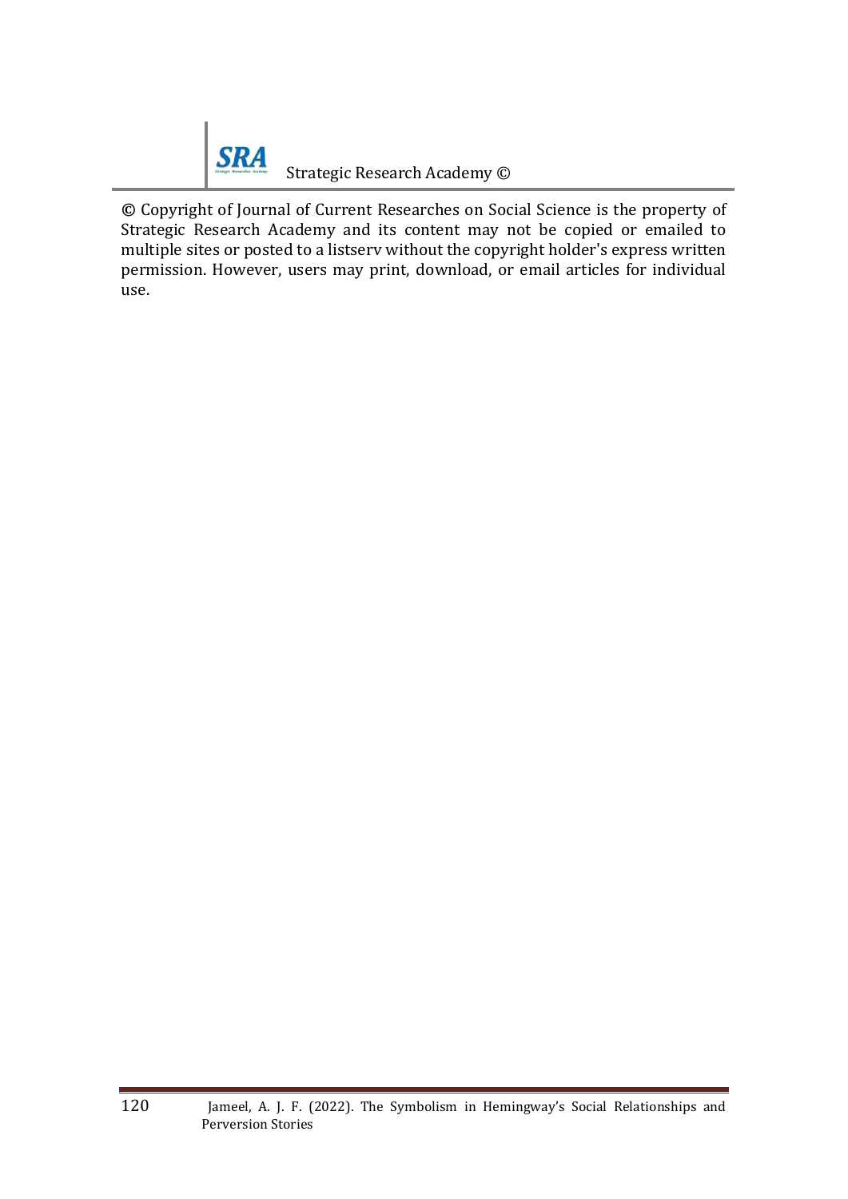Strategic Research Academy ©

© Copyright of Journal of Current Researches on Social Science is the property of Strategic Research Academy and its content may not be copied or emailed to multiple sites or posted to a listserv without the copyright holder's express written permission. However, users may print, download, or email articles for individual use.